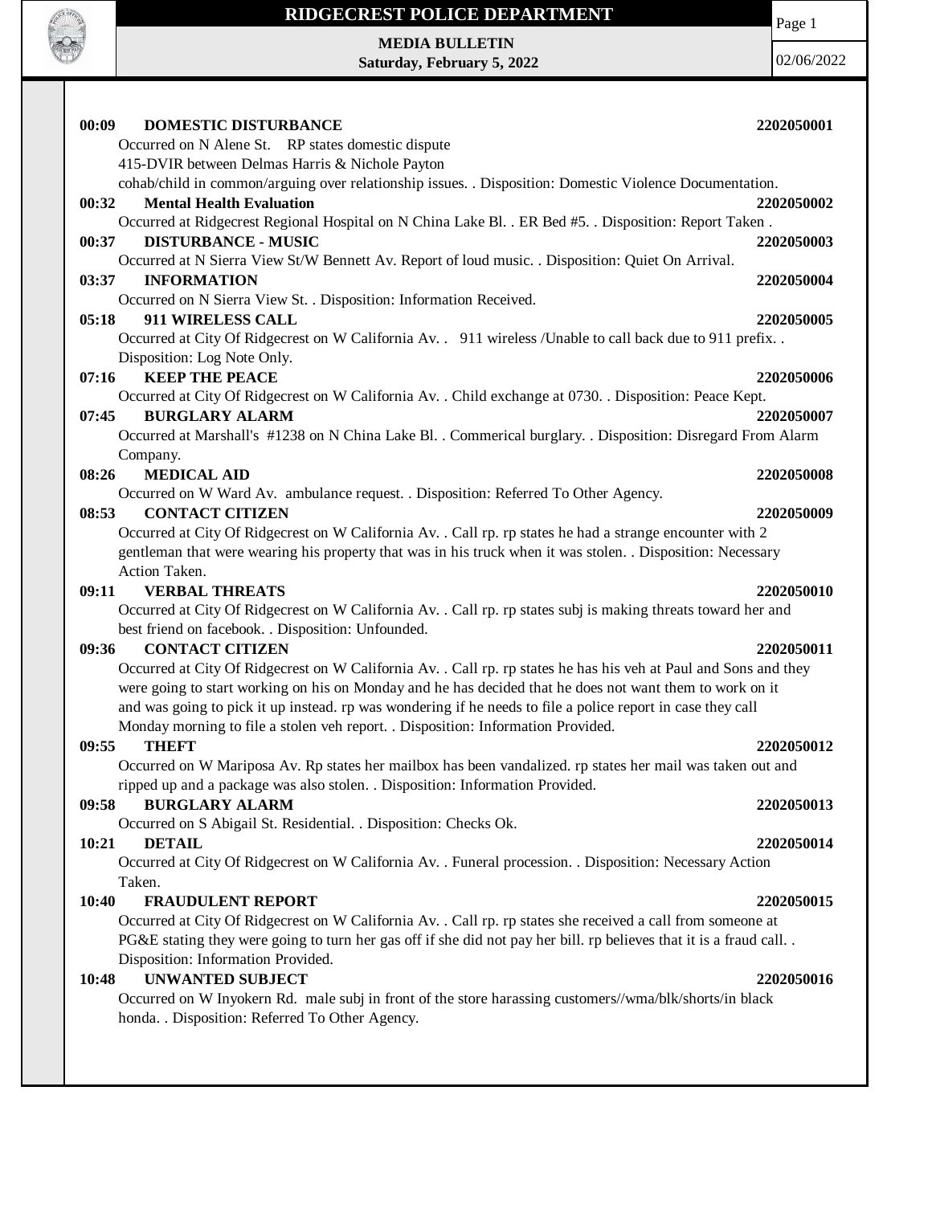# RIDGECREST POLICE DEPARTMENT

**MEDIA BULLETIN**
**Saturday, February 5, 2022**

02/06/2022

**00:09 DOMESTIC DISTURBANCE** **2202050001**
Occurred on N Alene St. RP states domestic dispute
415-DVIR between Delmas Harris & Nichole Payton
cohab/child in common/arguing over relationship issues. . Disposition: Domestic Violence Documentation.

**00:32 Mental Health Evaluation** **2202050002**
Occurred at Ridgecrest Regional Hospital on N China Lake Bl. . ER Bed #5. . Disposition: Report Taken .

**00:37 DISTURBANCE - MUSIC** **2202050003**
Occurred at N Sierra View St/W Bennett Av. Report of loud music. . Disposition: Quiet On Arrival.

**03:37 INFORMATION** **2202050004**
Occurred on N Sierra View St. . Disposition: Information Received.

**05:18 911 WIRELESS CALL** **2202050005**
Occurred at City Of Ridgecrest on W California Av. . 911 wireless /Unable to call back due to 911 prefix. . Disposition: Log Note Only.

**07:16 KEEP THE PEACE** **2202050006**
Occurred at City Of Ridgecrest on W California Av. . Child exchange at 0730. . Disposition: Peace Kept.

**07:45 BURGLARY ALARM** **2202050007**
Occurred at Marshall's #1238 on N China Lake Bl. . Commerical burglary. . Disposition: Disregard From Alarm Company.

**08:26 MEDICAL AID** **2202050008**
Occurred on W Ward Av. ambulance request. . Disposition: Referred To Other Agency.

**08:53 CONTACT CITIZEN** **2202050009**
Occurred at City Of Ridgecrest on W California Av. . Call rp. rp states he had a strange encounter with 2 gentleman that were wearing his property that was in his truck when it was stolen. . Disposition: Necessary Action Taken.

**09:11 VERBAL THREATS** **2202050010**
Occurred at City Of Ridgecrest on W California Av. . Call rp. rp states subj is making threats toward her and best friend on facebook. . Disposition: Unfounded.

**09:36 CONTACT CITIZEN** **2202050011**
Occurred at City Of Ridgecrest on W California Av. . Call rp. rp states he has his veh at Paul and Sons and they were going to start working on his on Monday and he has decided that he does not want them to work on it and was going to pick it up instead. rp was wondering if he needs to file a police report in case they call Monday morning to file a stolen veh report. . Disposition: Information Provided.

**09:55 THEFT** **2202050012**
Occurred on W Mariposa Av. Rp states her mailbox has been vandalized. rp states her mail was taken out and ripped up and a package was also stolen. . Disposition: Information Provided.

**09:58 BURGLARY ALARM** **2202050013**
Occurred on S Abigail St. Residential. . Disposition: Checks Ok.

**10:21 DETAIL** **2202050014**
Occurred at City Of Ridgecrest on W California Av. . Funeral procession. . Disposition: Necessary Action Taken.

**10:40 FRAUDULENT REPORT** **2202050015**
Occurred at City Of Ridgecrest on W California Av. . Call rp. rp states she received a call from someone at PG&E stating they were going to turn her gas off if she did not pay her bill. rp believes that it is a fraud call. . Disposition: Information Provided.

**10:48 UNWANTED SUBJECT** **2202050016**
Occurred on W Inyokern Rd. male subj in front of the store harassing customers//wma/blk/shorts/in black honda. . Disposition: Referred To Other Agency.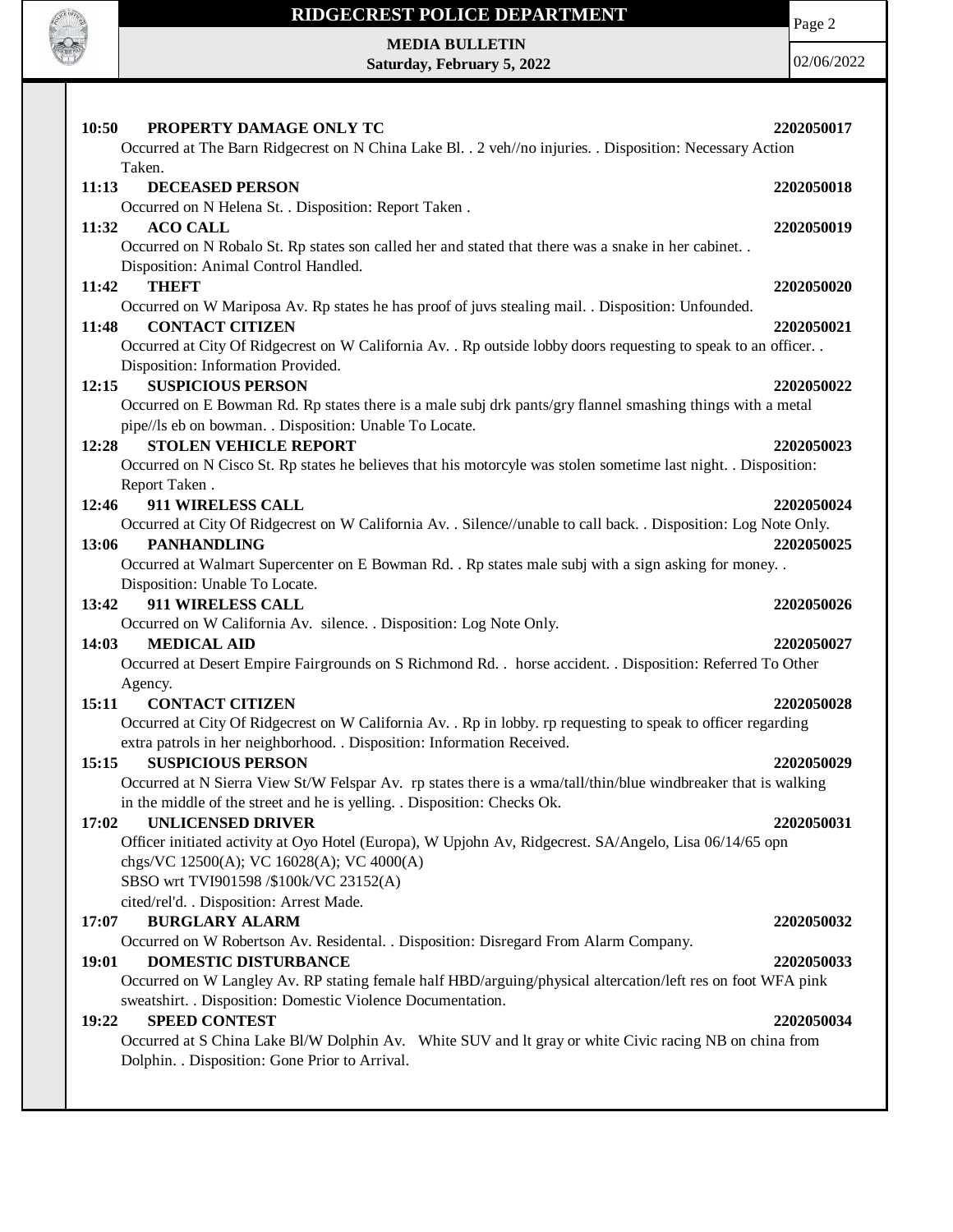**10:50 PROPERTY DAMAGE ONLY TC** **2202050017**
Occurred at The Barn Ridgecrest on N China Lake Bl. . 2 veh//no injuries. . Disposition: Necessary Action Taken.

**11:13 DECEASED PERSON** **2202050018**
Occurred on N Helena St. . Disposition: Report Taken .

**11:32 ACO CALL** **2202050019**
Occurred on N Robalo St. Rp states son called her and stated that there was a snake in her cabinet. . Disposition: Animal Control Handled.

**11:42 THEFT** **2202050020**
Occurred on W Mariposa Av. Rp states he has proof of juvs stealing mail. . Disposition: Unfounded.

**11:48 CONTACT CITIZEN** **2202050021**
Occurred at City Of Ridgecrest on W California Av. . Rp outside lobby doors requesting to speak to an officer. . Disposition: Information Provided.

**12:15 SUSPICIOUS PERSON** **2202050022**
Occurred on E Bowman Rd. Rp states there is a male subj drk pants/gry flannel smashing things with a metal pipe//ls eb on bowman. . Disposition: Unable To Locate.

**12:28 STOLEN VEHICLE REPORT** **2202050023**
Occurred on N Cisco St. Rp states he believes that his motorcyle was stolen sometime last night. . Disposition: Report Taken .

**12:46 911 WIRELESS CALL** **2202050024**
Occurred at City Of Ridgecrest on W California Av. . Silence//unable to call back. . Disposition: Log Note Only.

**13:06 PANHANDLING** **2202050025**
Occurred at Walmart Supercenter on E Bowman Rd. . Rp states male subj with a sign asking for money. . Disposition: Unable To Locate.

**13:42 911 WIRELESS CALL** **2202050026**
Occurred on W California Av. silence. . Disposition: Log Note Only.

**14:03 MEDICAL AID** **2202050027**
Occurred at Desert Empire Fairgrounds on S Richmond Rd. . horse accident. . Disposition: Referred To Other Agency.

**15:11 CONTACT CITIZEN** **2202050028**
Occurred at City Of Ridgecrest on W California Av. . Rp in lobby. rp requesting to speak to officer regarding extra patrols in her neighborhood. . Disposition: Information Received.

**15:15 SUSPICIOUS PERSON** **2202050029**
Occurred at N Sierra View St/W Felspar Av. rp states there is a wma/tall/thin/blue windbreaker that is walking in the middle of the street and he is yelling. . Disposition: Checks Ok.

**17:02 UNLICENSED DRIVER** **2202050031**
Officer initiated activity at Oyo Hotel (Europa), W Upjohn Av, Ridgecrest. SA/Angelo, Lisa 06/14/65 opn chgs/VC 12500(A); VC 16028(A); VC 4000(A)
SBSO wrt TVI901598 /$100k/VC 23152(A)
cited/rel'd. . Disposition: Arrest Made.

**17:07 BURGLARY ALARM** **2202050032**
Occurred on W Robertson Av. Residental. . Disposition: Disregard From Alarm Company.

**19:01 DOMESTIC DISTURBANCE** **2202050033**
Occurred on W Langley Av. RP stating female half HBD/arguing/physical altercation/left res on foot WFA pink sweatshirt. . Disposition: Domestic Violence Documentation.

**19:22 SPEED CONTEST** **2202050034**
Occurred at S China Lake Bl/W Dolphin Av. White SUV and lt gray or white Civic racing NB on china from Dolphin. . Disposition: Gone Prior to Arrival.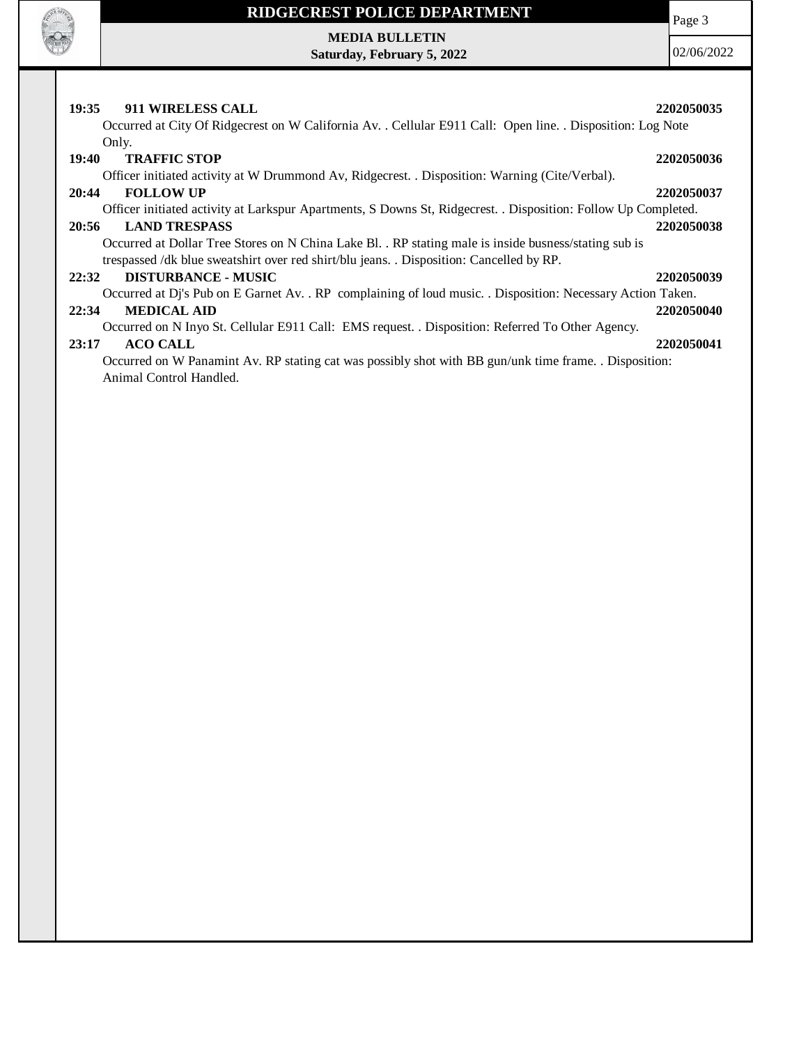**19:35 911 WIRELESS CALL 2202050035**

Occurred at City Of Ridgecrest on W California Av. . Cellular E911 Call: Open line. . Disposition: Log Note Only.

**19:40 TRAFFIC STOP 2202050036**

Officer initiated activity at W Drummond Av, Ridgecrest. . Disposition: Warning (Cite/Verbal).

**20:44 FOLLOW UP 2202050037**

Officer initiated activity at Larkspur Apartments, S Downs St, Ridgecrest. . Disposition: Follow Up Completed.

**20:56 LAND TRESPASS 2202050038**

Occurred at Dollar Tree Stores on N China Lake Bl. . RP stating male is inside busness/stating sub is trespassed /dk blue sweatshirt over red shirt/blu jeans. . Disposition: Cancelled by RP.

**22:32 DISTURBANCE - MUSIC 2202050039**

Occurred at Dj's Pub on E Garnet Av. . RP complaining of loud music. . Disposition: Necessary Action Taken.

**22:34 MEDICAL AID 2202050040**

Occurred on N Inyo St. Cellular E911 Call: EMS request. . Disposition: Referred To Other Agency.

**23:17 ACO CALL 2202050041**

Occurred on W Panamint Av. RP stating cat was possibly shot with BB gun/unk time frame. . Disposition: Animal Control Handled.